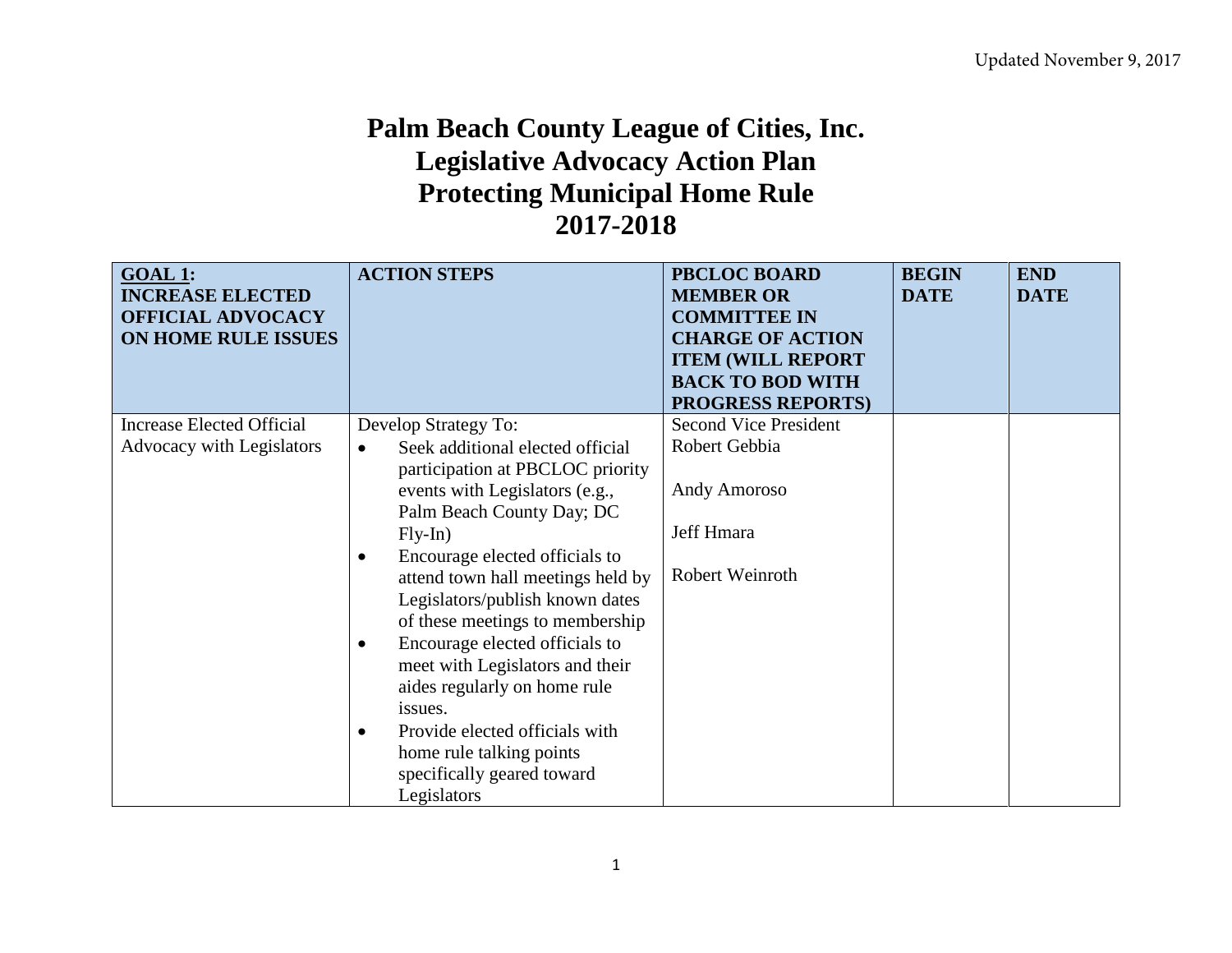Updated November 9, 2017

# Palm Beach County League of Cities, Inc.
# Legislative Advocacy Action Plan
# Protecting Municipal Home Rule
# 2017-2018

| **GOAL 1: INCREASE ELECTED OFFICIAL ADVOCACY ON HOME RULE ISSUES** | **ACTION STEPS** | **PBCLOC BOARD MEMBER OR COMMITTEE IN CHARGE OF ACTION ITEM (WILL REPORT BACK TO BOD WITH PROGRESS REPORTS)** | **BEGIN DATE** | **END DATE** |
|---|---|---|---|---|
| Increase Elected Official Advocacy with Legislators | Develop Strategy To:<br>• Seek additional elected official participation at PBCLOC priority events with Legislators (e.g., Palm Beach County Day; DC Fly-In)<br>• Encourage elected officials to attend town hall meetings held by Legislators/publish known dates of these meetings to membership<br>• Encourage elected officials to meet with Legislators and their aides regularly on home rule issues.<br>• Provide elected officials with home rule talking points specifically geared toward Legislators | Second Vice President Robert Gebbia<br><br>Andy Amoroso<br><br>Jeff Hmara<br><br>Robert Weinroth | | |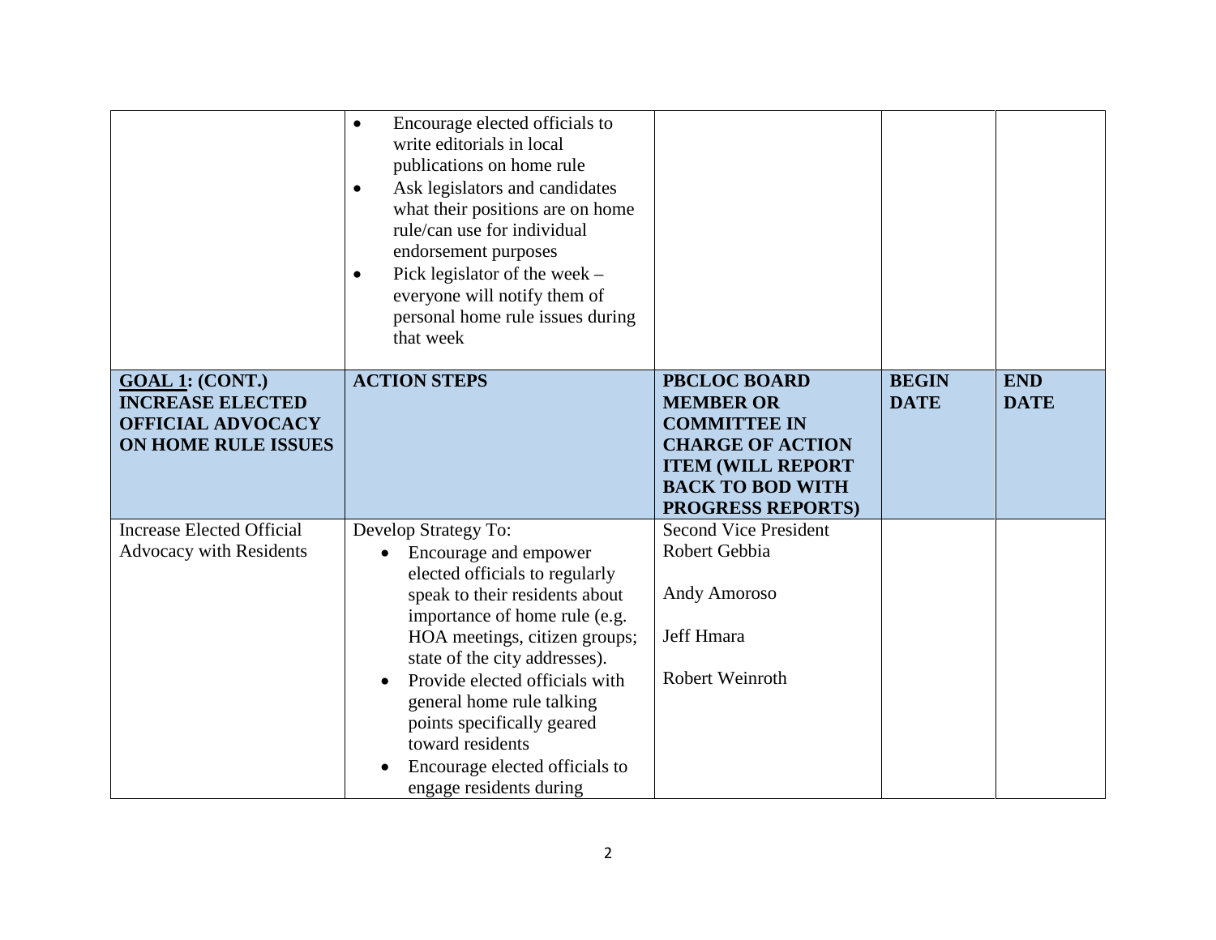| | | | | |
|---|---|---|---|---|
| | • Encourage elected officials to write editorials in local publications on home rule<br>• Ask legislators and candidates what their positions are on home rule/can use for individual endorsement purposes<br>• Pick legislator of the week – everyone will notify them of personal home rule issues during that week | | | |
| **GOAL 1: (CONT.) INCREASE ELECTED OFFICIAL ADVOCACY ON HOME RULE ISSUES** | **ACTION STEPS** | **PBCLOC BOARD MEMBER OR COMMITTEE IN CHARGE OF ACTION ITEM (WILL REPORT BACK TO BOD WITH PROGRESS REPORTS)** | **BEGIN DATE** | **END DATE** |
| Increase Elected Official Advocacy with Residents | Develop Strategy To:<br>• Encourage and empower elected officials to regularly speak to their residents about importance of home rule (e.g. HOA meetings, citizen groups; state of the city addresses).<br>• Provide elected officials with general home rule talking points specifically geared toward residents<br>• Encourage elected officials to engage residents during | Second Vice President Robert Gebbia<br><br>Andy Amoroso<br><br>Jeff Hmara<br><br>Robert Weinroth | | |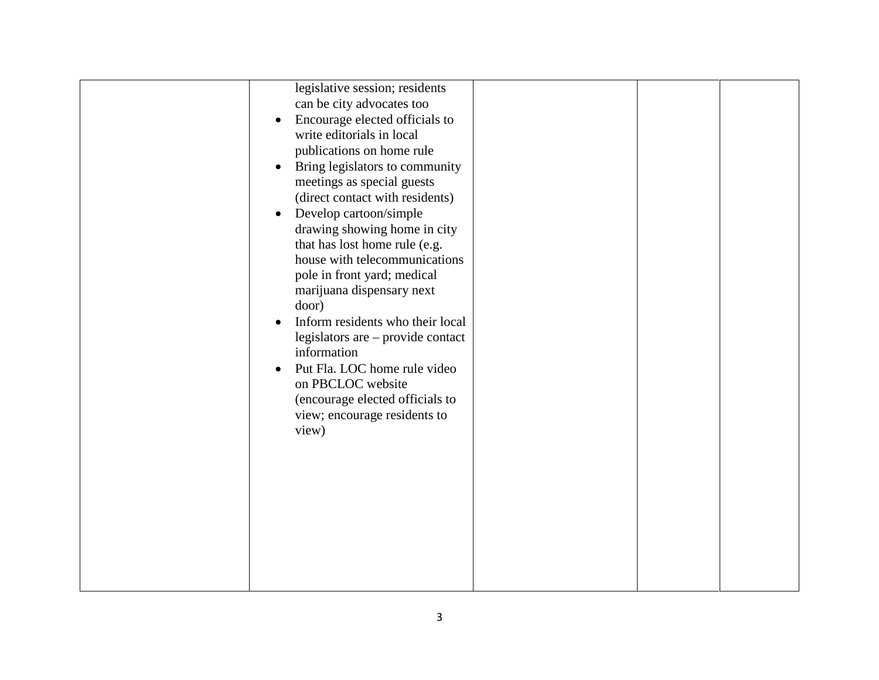| | | | | |
|---|---|---|---|---|
| | legislative session; residents can be city advocates too<br>• Encourage elected officials to write editorials in local publications on home rule<br>• Bring legislators to community meetings as special guests (direct contact with residents)<br>• Develop cartoon/simple drawing showing home in city that has lost home rule (e.g. house with telecommunications pole in front yard; medical marijuana dispensary next door)<br>• Inform residents who their local legislators are – provide contact information<br>• Put Fla. LOC home rule video on PBCLOC website (encourage elected officials to view; encourage residents to view) | | | |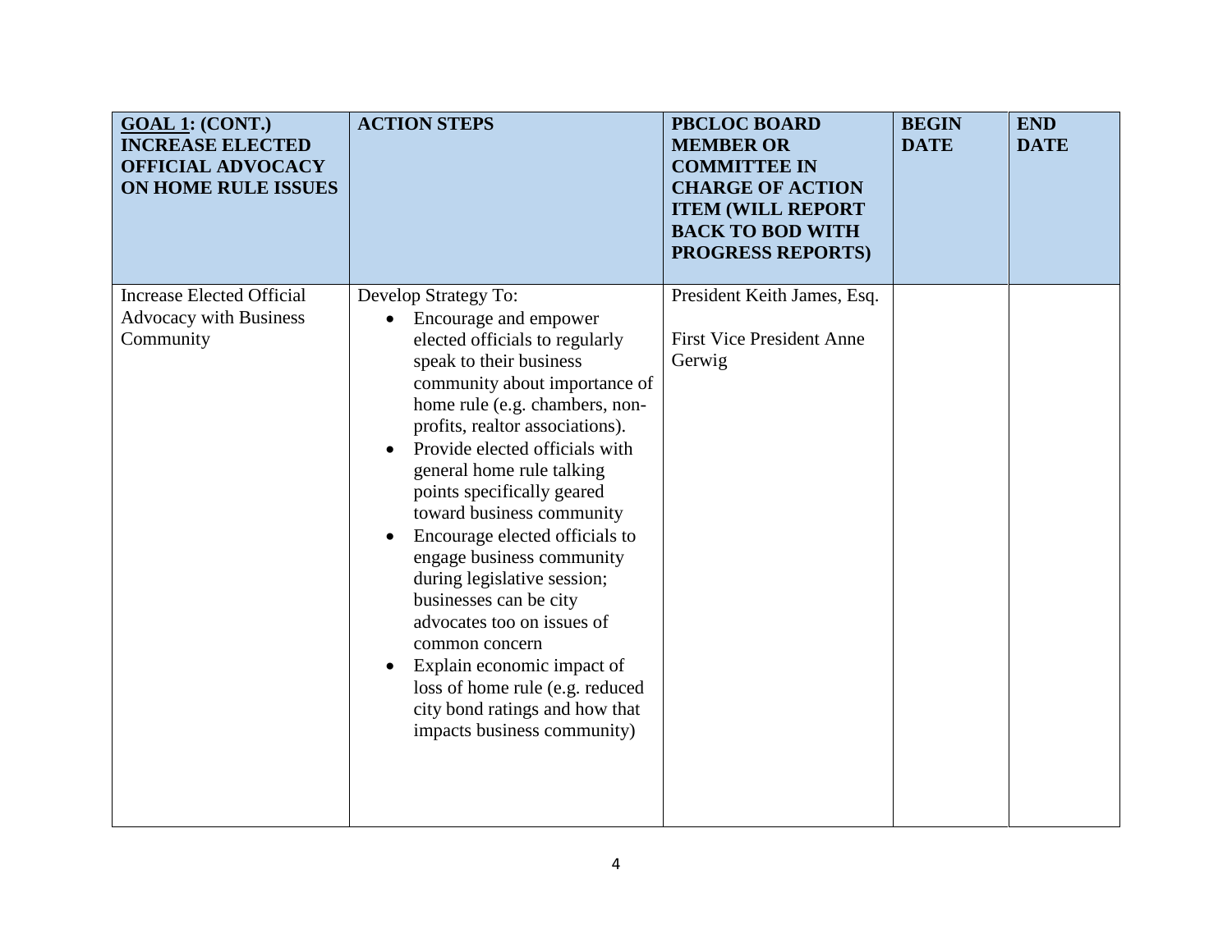| **GOAL 1: (CONT.) INCREASE ELECTED OFFICIAL ADVOCACY ON HOME RULE ISSUES** | **ACTION STEPS** | **PBCLOC BOARD MEMBER OR COMMITTEE IN CHARGE OF ACTION ITEM (WILL REPORT BACK TO BOD WITH PROGRESS REPORTS)** | **BEGIN DATE** | **END DATE** |
|---|---|---|---|---|
| Increase Elected Official Advocacy with Business Community | Develop Strategy To:<br>• Encourage and empower elected officials to regularly speak to their business community about importance of home rule (e.g. chambers, non-profits, realtor associations).<br>• Provide elected officials with general home rule talking points specifically geared toward business community<br>• Encourage elected officials to engage business community during legislative session; businesses can be city advocates too on issues of common concern<br>• Explain economic impact of loss of home rule (e.g. reduced city bond ratings and how that impacts business community) | President Keith James, Esq.<br><br>First Vice President Anne Gerwig | | |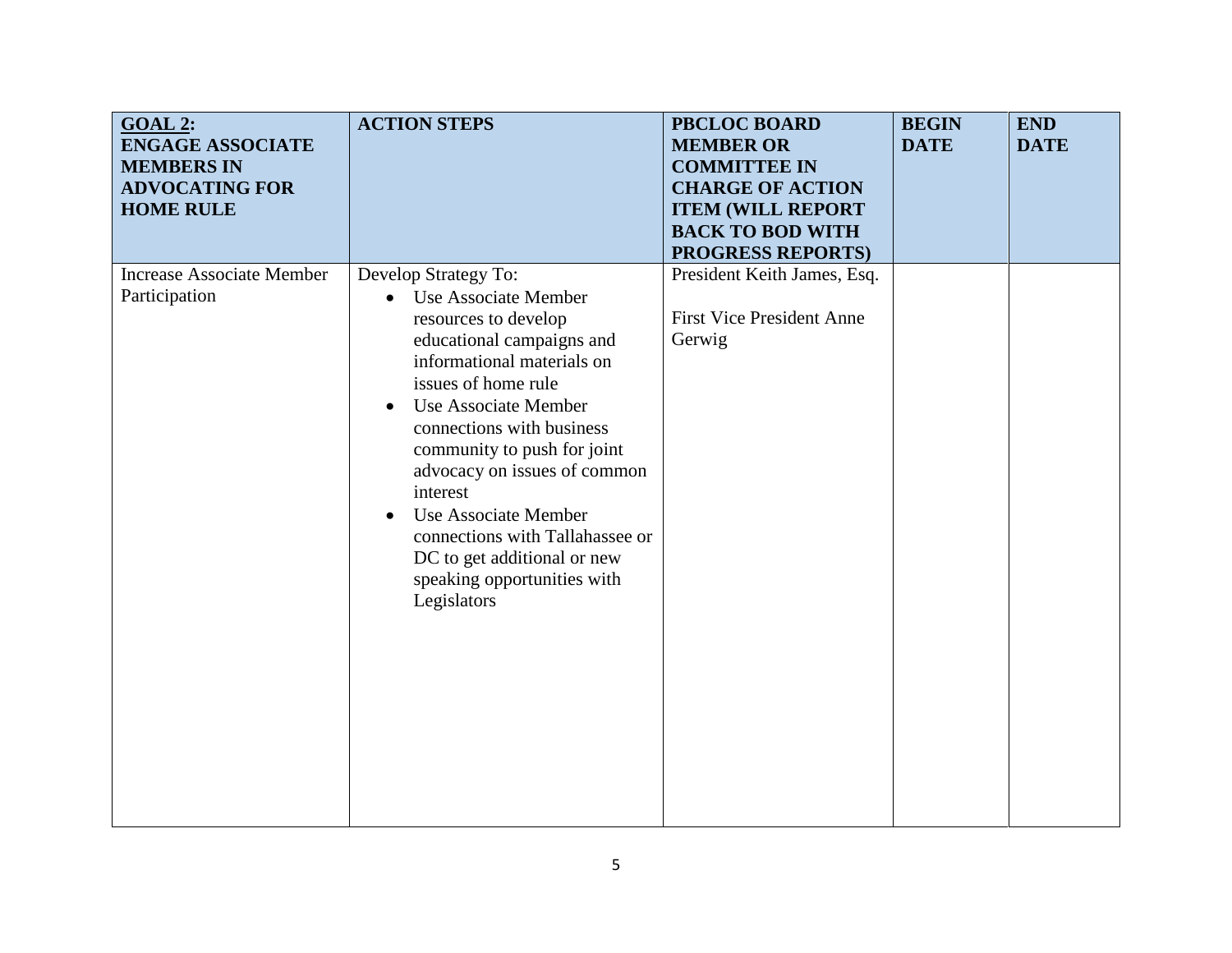| **GOAL 2: ENGAGE ASSOCIATE MEMBERS IN ADVOCATING FOR HOME RULE** | **ACTION STEPS** | **PBCLOC BOARD MEMBER OR COMMITTEE IN CHARGE OF ACTION ITEM (WILL REPORT BACK TO BOD WITH PROGRESS REPORTS)** | **BEGIN DATE** | **END DATE** |
|---|---|---|---|---|
| Increase Associate Member Participation | Develop Strategy To:<br>• Use Associate Member resources to develop educational campaigns and informational materials on issues of home rule<br>• Use Associate Member connections with business community to push for joint advocacy on issues of common interest<br>• Use Associate Member connections with Tallahassee or DC to get additional or new speaking opportunities with Legislators | President Keith James, Esq.<br><br>First Vice President Anne Gerwig | | |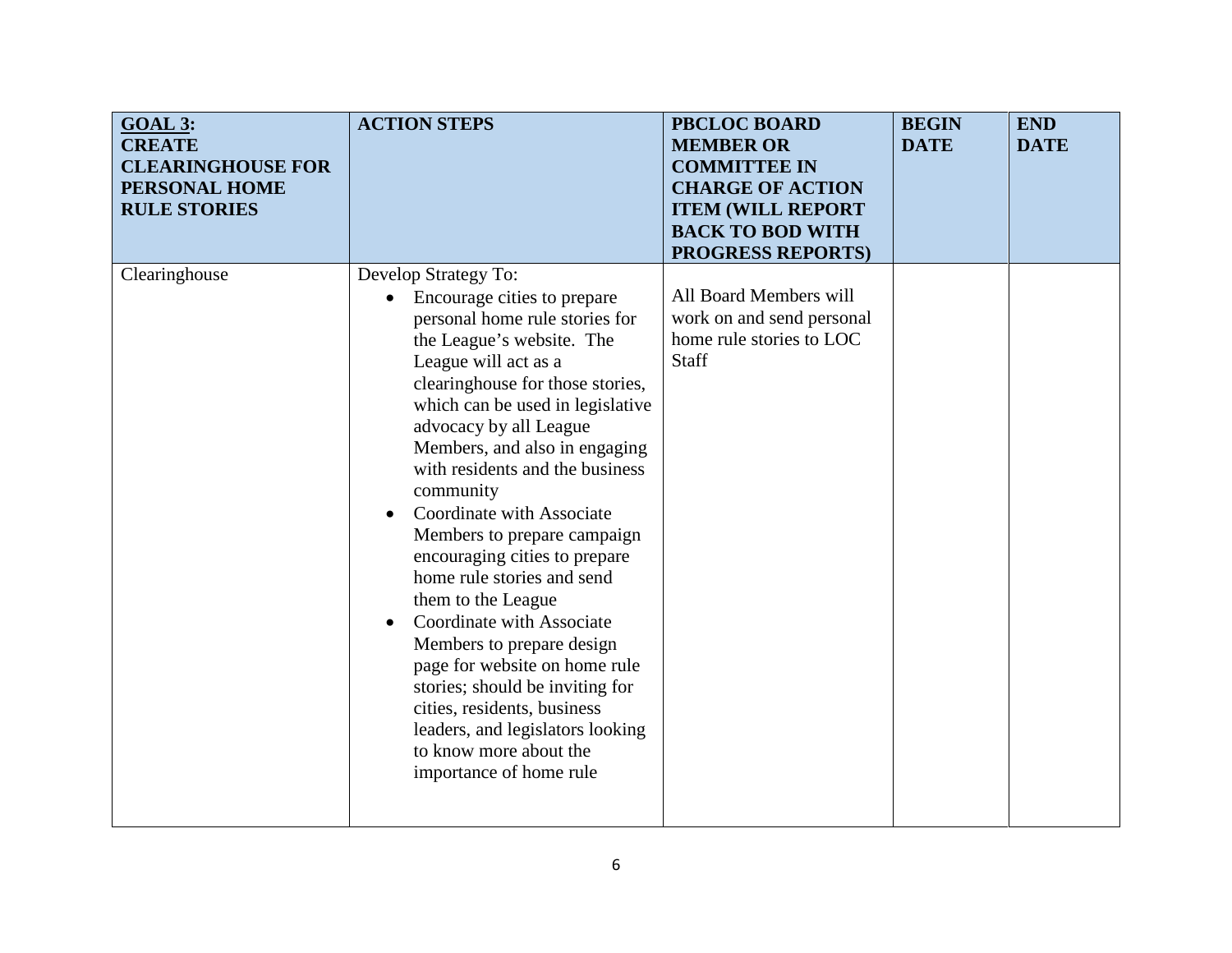| **GOAL 3: CREATE CLEARINGHOUSE FOR PERSONAL HOME RULE STORIES** | **ACTION STEPS** | **PBCLOC BOARD MEMBER OR COMMITTEE IN CHARGE OF ACTION ITEM (WILL REPORT BACK TO BOD WITH PROGRESS REPORTS)** | **BEGIN DATE** | **END DATE** |
|---|---|---|---|---|
| Clearinghouse | Develop Strategy To:<br>• Encourage cities to prepare personal home rule stories for the League's website. The League will act as a clearinghouse for those stories, which can be used in legislative advocacy by all League Members, and also in engaging with residents and the business community<br>• Coordinate with Associate Members to prepare campaign encouraging cities to prepare home rule stories and send them to the League<br>• Coordinate with Associate Members to prepare design page for website on home rule stories; should be inviting for cities, residents, business leaders, and legislators looking to know more about the importance of home rule | All Board Members will work on and send personal home rule stories to LOC Staff | | |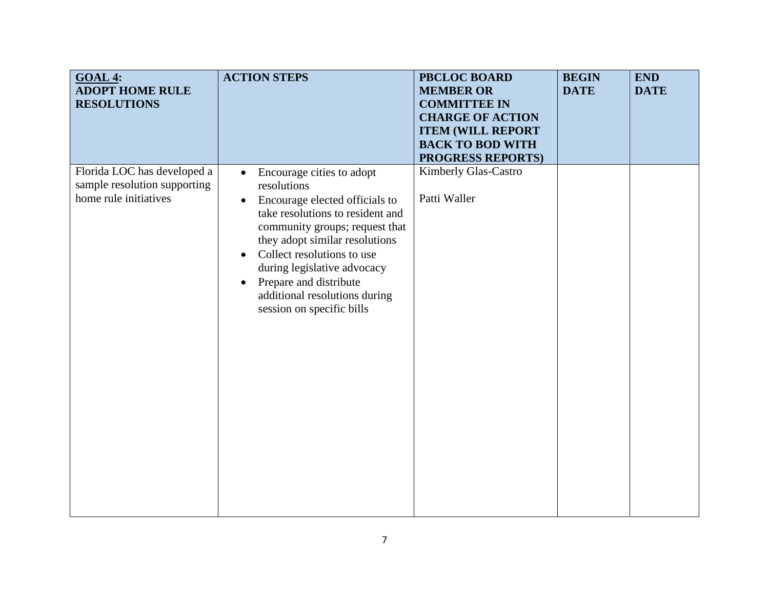| GOAL 4: ADOPT HOME RULE RESOLUTIONS | ACTION STEPS | PBCLOC BOARD MEMBER OR COMMITTEE IN CHARGE OF ACTION ITEM (WILL REPORT BACK TO BOD WITH PROGRESS REPORTS) | BEGIN DATE | END DATE |
|---|---|---|---|---|
| Florida LOC has developed a sample resolution supporting home rule initiatives | • Encourage cities to adopt resolutions<br>• Encourage elected officials to take resolutions to resident and community groups; request that they adopt similar resolutions<br>• Collect resolutions to use during legislative advocacy<br>• Prepare and distribute additional resolutions during session on specific bills | Kimberly Glas-Castro<br><br>Patti Waller | | |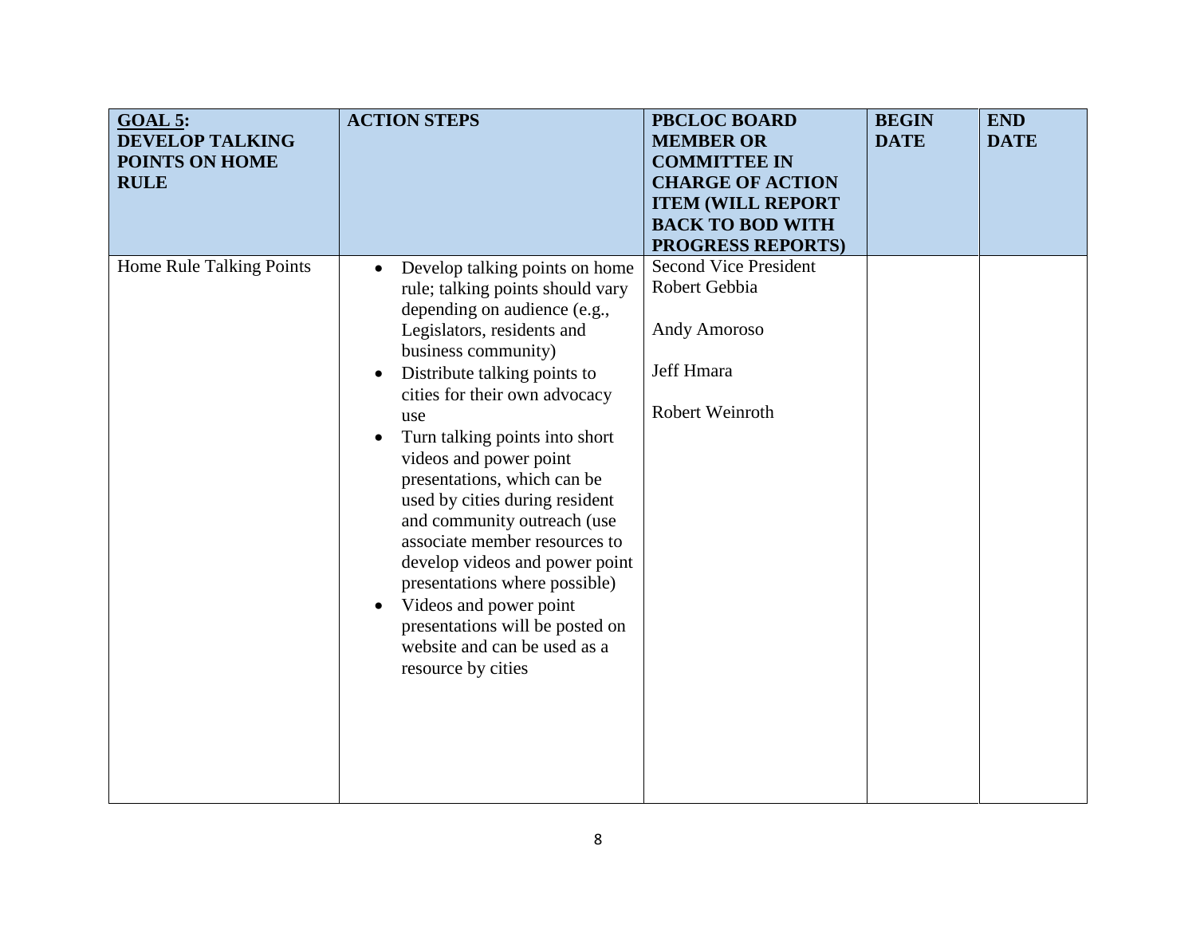| **GOAL 5: DEVELOP TALKING POINTS ON HOME RULE** | **ACTION STEPS** | **PBCLOC BOARD MEMBER OR COMMITTEE IN CHARGE OF ACTION ITEM (WILL REPORT BACK TO BOD WITH PROGRESS REPORTS)** | **BEGIN DATE** | **END DATE** |
|---|---|---|---|---|
| Home Rule Talking Points | • Develop talking points on home rule; talking points should vary depending on audience (e.g., Legislators, residents and business community)<br>• Distribute talking points to cities for their own advocacy use<br>• Turn talking points into short videos and power point presentations, which can be used by cities during resident and community outreach (use associate member resources to develop videos and power point presentations where possible)<br>• Videos and power point presentations will be posted on website and can be used as a resource by cities | Second Vice President Robert Gebbia<br><br>Andy Amoroso<br><br>Jeff Hmara<br><br>Robert Weinroth | | |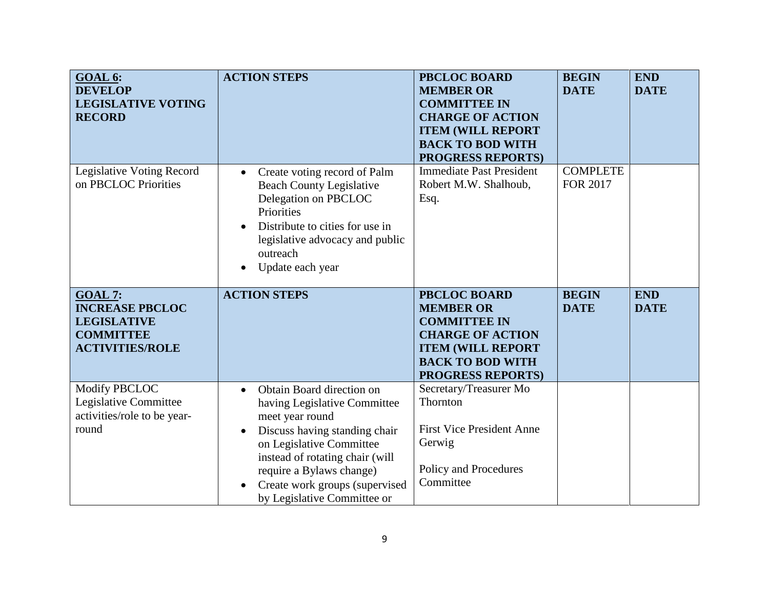| **GOAL 6: DEVELOP LEGISLATIVE VOTING RECORD** | **ACTION STEPS** | **PBCLOC BOARD MEMBER OR COMMITTEE IN CHARGE OF ACTION ITEM (WILL REPORT BACK TO BOD WITH PROGRESS REPORTS)** | **BEGIN DATE** | **END DATE** |
|---|---|---|---|---|
| Legislative Voting Record on PBCLOC Priorities | • Create voting record of Palm Beach County Legislative Delegation on PBCLOC Priorities<br>• Distribute to cities for use in legislative advocacy and public outreach<br>• Update each year | Immediate Past President Robert M.W. Shalhoub, Esq. | COMPLETE FOR 2017 | |

| **GOAL 7: INCREASE PBCLOC LEGISLATIVE COMMITTEE ACTIVITIES/ROLE** | **ACTION STEPS** | **PBCLOC BOARD MEMBER OR COMMITTEE IN CHARGE OF ACTION ITEM (WILL REPORT BACK TO BOD WITH PROGRESS REPORTS)** | **BEGIN DATE** | **END DATE** |
|---|---|---|---|---|
| Modify PBCLOC Legislative Committee activities/role to be year-round | • Obtain Board direction on having Legislative Committee meet year round<br>• Discuss having standing chair on Legislative Committee instead of rotating chair (will require a Bylaws change)<br>• Create work groups (supervised by Legislative Committee or | Secretary/Treasurer Mo Thornton<br><br>First Vice President Anne Gerwig<br><br>Policy and Procedures Committee | | |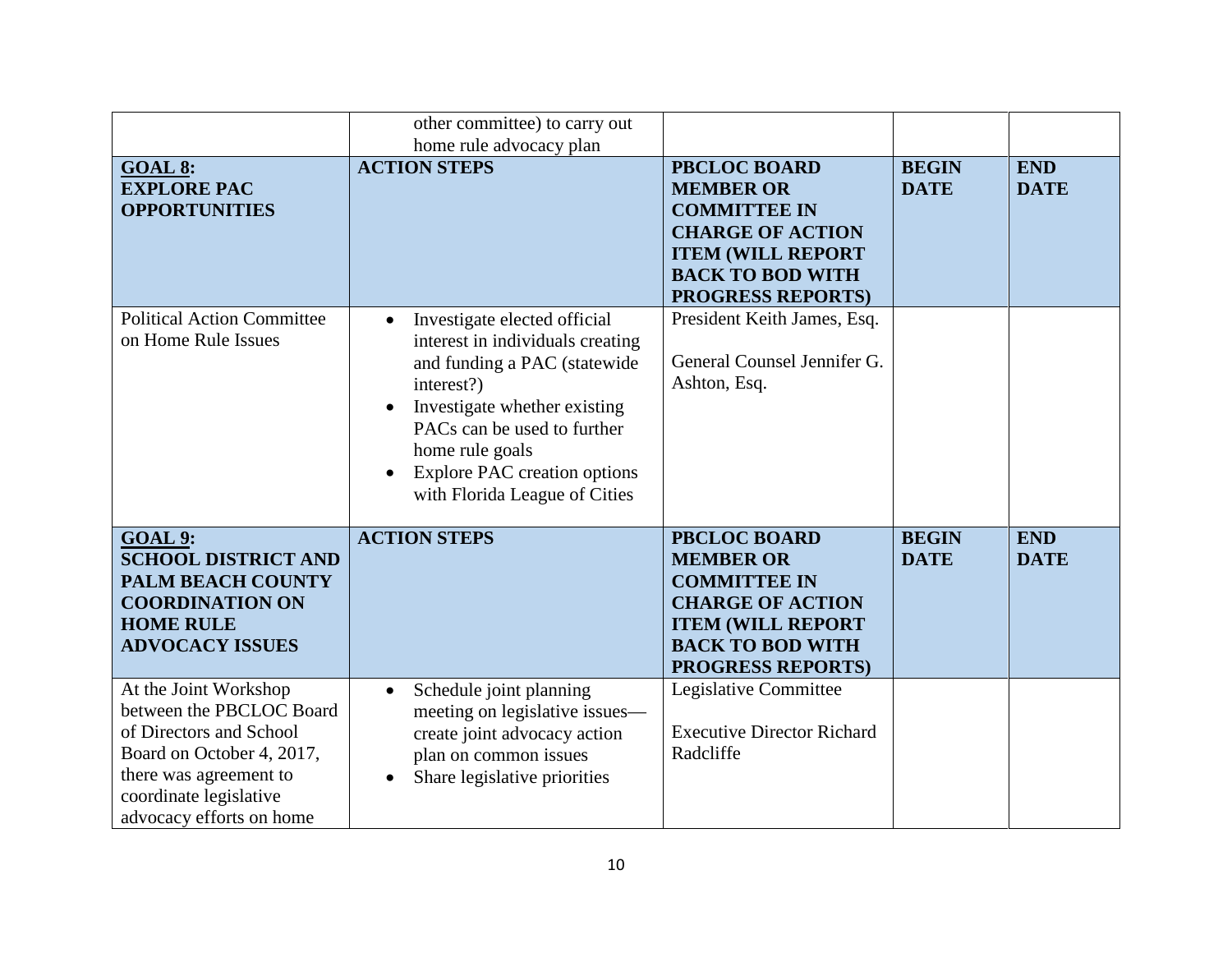| | other committee) to carry out home rule advocacy plan | | | |
|---|---|---|---|---|
| **GOAL 8: EXPLORE PAC OPPORTUNITIES** | **ACTION STEPS** | **PBCLOC BOARD MEMBER OR COMMITTEE IN CHARGE OF ACTION ITEM (WILL REPORT BACK TO BOD WITH PROGRESS REPORTS)** | **BEGIN DATE** | **END DATE** |
| Political Action Committee on Home Rule Issues | • Investigate elected official interest in individuals creating and funding a PAC (statewide interest?)<br>• Investigate whether existing PACs can be used to further home rule goals<br>• Explore PAC creation options with Florida League of Cities | President Keith James, Esq.<br><br>General Counsel Jennifer G. Ashton, Esq. | | |
| **GOAL 9: SCHOOL DISTRICT AND PALM BEACH COUNTY COORDINATION ON HOME RULE ADVOCACY ISSUES** | **ACTION STEPS** | **PBCLOC BOARD MEMBER OR COMMITTEE IN CHARGE OF ACTION ITEM (WILL REPORT BACK TO BOD WITH PROGRESS REPORTS)** | **BEGIN DATE** | **END DATE** |
| At the Joint Workshop between the PBCLOC Board of Directors and School Board on October 4, 2017, there was agreement to coordinate legislative advocacy efforts on home | • Schedule joint planning meeting on legislative issues—create joint advocacy action plan on common issues<br>• Share legislative priorities | Legislative Committee<br><br>Executive Director Richard Radcliffe | | |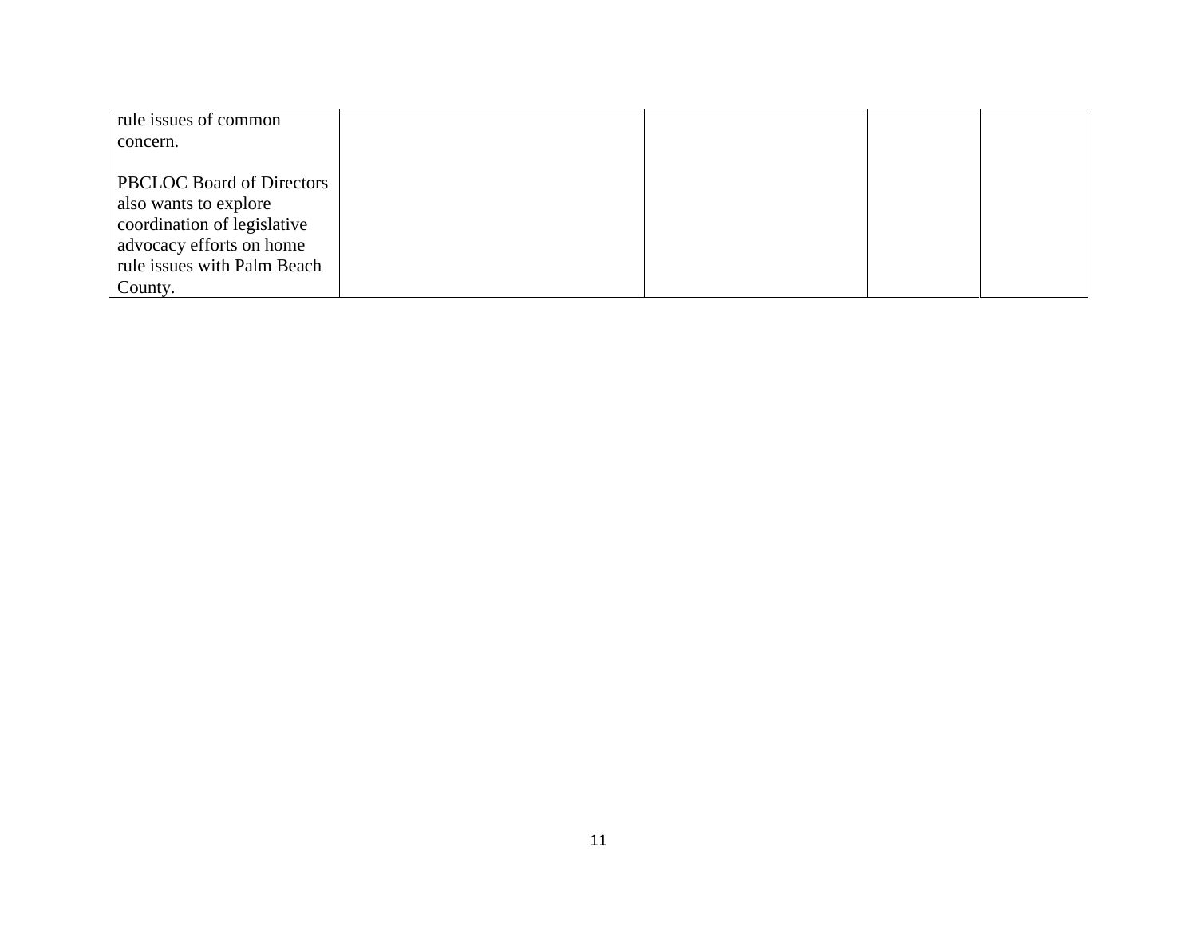| | | | | |
|---|---|---|---|---|
| rule issues of common concern.<br><br>PBCLOC Board of Directors also wants to explore coordination of legislative advocacy efforts on home rule issues with Palm Beach County. | | | | |